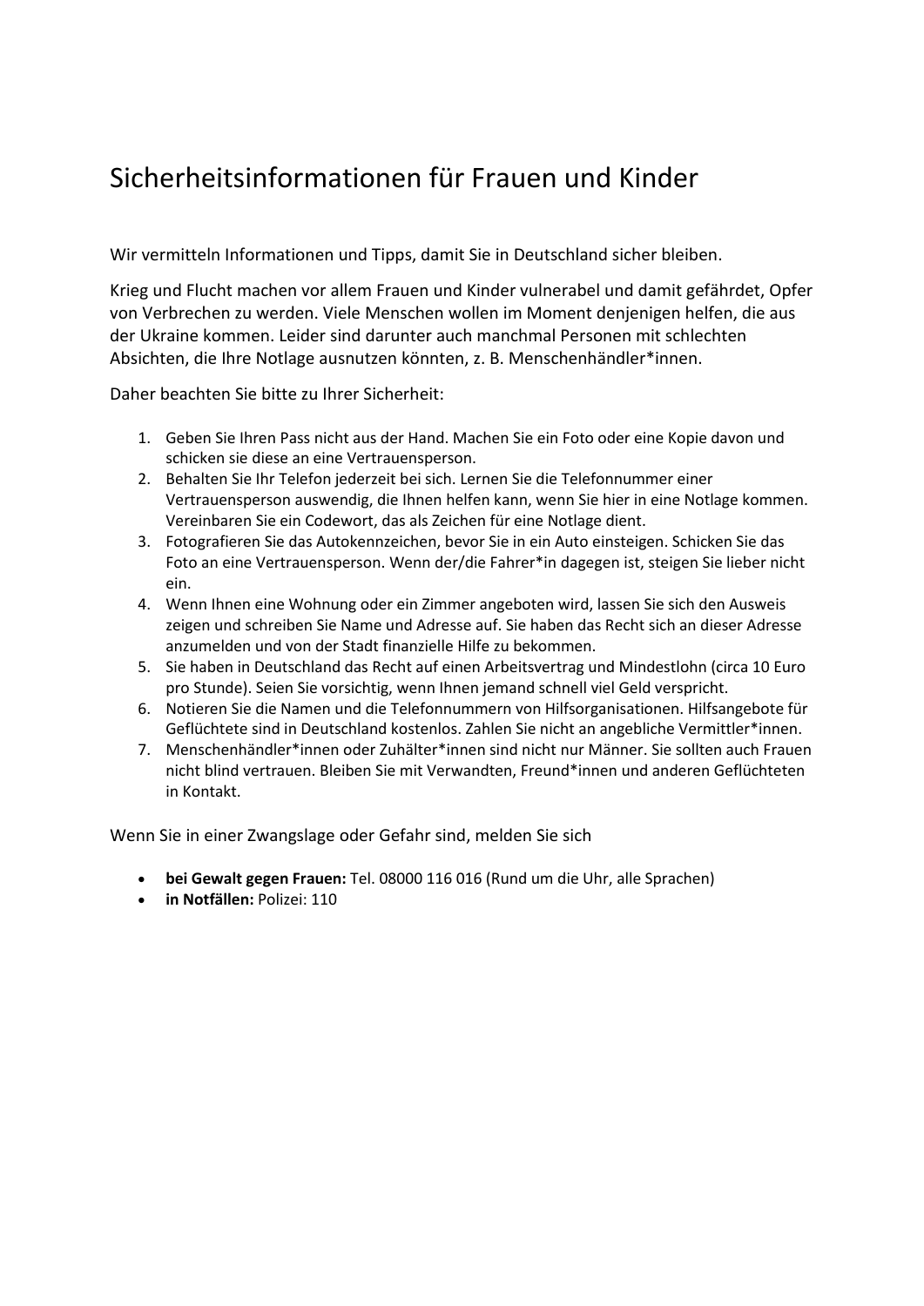# Sicherheitsinformationen für Frauen und Kinder

Wir vermitteln Informationen und Tipps, damit Sie in Deutschland sicher bleiben.

Krieg und Flucht machen vor allem Frauen und Kinder vulnerabel und damit gefährdet, Opfer von Verbrechen zu werden. Viele Menschen wollen im Moment denjenigen helfen, die aus der Ukraine kommen. Leider sind darunter auch manchmal Personen mit schlechten Absichten, die Ihre Notlage ausnutzen könnten, z. B. Menschenhändler*innen.

Daher beachten Sie bitte zu Ihrer Sicherheit:

1. Geben Sie Ihren Pass nicht aus der Hand. Machen Sie ein Foto oder eine Kopie davon und schicken sie diese an eine Vertrauensperson.
2. Behalten Sie Ihr Telefon jederzeit bei sich. Lernen Sie die Telefonnummer einer Vertrauensperson auswendig, die Ihnen helfen kann, wenn Sie hier in eine Notlage kommen. Vereinbaren Sie ein Codewort, das als Zeichen für eine Notlage dient.
3. Fotografieren Sie das Autokennzeichen, bevor Sie in ein Auto einsteigen. Schicken Sie das Foto an eine Vertrauensperson. Wenn der/die Fahrer*in dagegen ist, steigen Sie lieber nicht ein.
4. Wenn Ihnen eine Wohnung oder ein Zimmer angeboten wird, lassen Sie sich den Ausweis zeigen und schreiben Sie Name und Adresse auf. Sie haben das Recht sich an dieser Adresse anzumelden und von der Stadt finanzielle Hilfe zu bekommen.
5. Sie haben in Deutschland das Recht auf einen Arbeitsvertrag und Mindestlohn (circa 10 Euro pro Stunde). Seien Sie vorsichtig, wenn Ihnen jemand schnell viel Geld verspricht.
6. Notieren Sie die Namen und die Telefonnummern von Hilfsorganisationen. Hilfsangebote für Geflüchtete sind in Deutschland kostenlos. Zahlen Sie nicht an angebliche Vermittler*innen.
7. Menschenhändler*innen oder Zuhälter*innen sind nicht nur Männer. Sie sollten auch Frauen nicht blind vertrauen. Bleiben Sie mit Verwandten, Freund*innen und anderen Geflüchteten in Kontakt.

Wenn Sie in einer Zwangslage oder Gefahr sind, melden Sie sich

- **bei Gewalt gegen Frauen:** Tel. 08000 116 016 (Rund um die Uhr, alle Sprachen)
- **in Notfällen:** Polizei: 110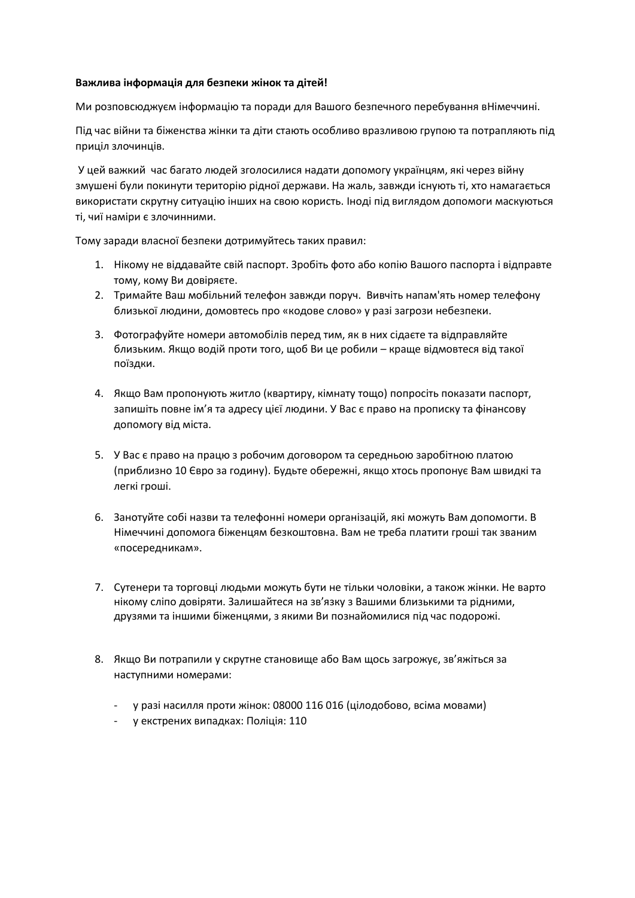**Важлива інформація для безпеки жінок та дітей!**

Ми розповсюджуєм інформацію та поради для Вашого безпечного перебування вНімеччині.

Під час війни та біженства жінки та діти стають особливо вразливою групою та потрапляють під приціл злочинців.

У цей важкий час багато людей зголосилися надати допомогу українцям, які через війну змушені були покинути територію рідної держави. На жаль, завжди існують ті, хто намагається використати скрутну ситуацію інших на свою користь. Іноді під виглядом допомоги маскуються ті, чиї наміри є злочинними.

Тому заради власної безпеки дотримуйтесь таких правил:

1. Нікому не віддавайте свій паспорт. Зробіть фото або копію Вашого паспорта і відправте тому, кому Ви довіряєте.
2. Тримайте Ваш мобільний телефон завжди поруч. Вивчіть напам'ять номер телефону близької людини, домовтесь про «кодове слово» у разі загрози небезпеки.
3. Фотографуйте номери автомобілів перед тим, як в них сідаєте та відправляйте близьким. Якщо водій проти того, щоб Ви це робили – краще відмовтеся від такої поїздки.
4. Якщо Вам пропонують житло (квартиру, кімнату тощо) попросіть показати паспорт, запишіть повне ім'я та адресу цієї людини. У Вас є право на прописку та фінансову допомогу від міста.
5. У Вас є право на працю з робочим договором та середньою заробітною платою (приблизно 10 Євро за годину). Будьте обережні, якщо хтось пропонує Вам швидкі та легкі гроші.
6. Занотуйте собі назви та телефонні номери організацій, які можуть Вам допомогти. В Німеччині допомога біженцям безкоштовна. Вам не треба платити гроші так званим «посередникам».
7. Сутенери та торговці людьми можуть бути не тільки чоловіки, а також жінки. Не варто нікому сліпо довіряти. Залишайтеся на зв'язку з Вашими близькими та рідними, друзями та іншими біженцями, з якими Ви познайомилися під час подорожі.
8. Якщо Ви потрапили у скрутне становище або Вам щось загрожує, зв'яжіться за наступними номерами:

   - у разі насилля проти жінок: 08000 116 016 (цілодобово, всіма мовами)
   - у екстрених випадках: Поліція: 110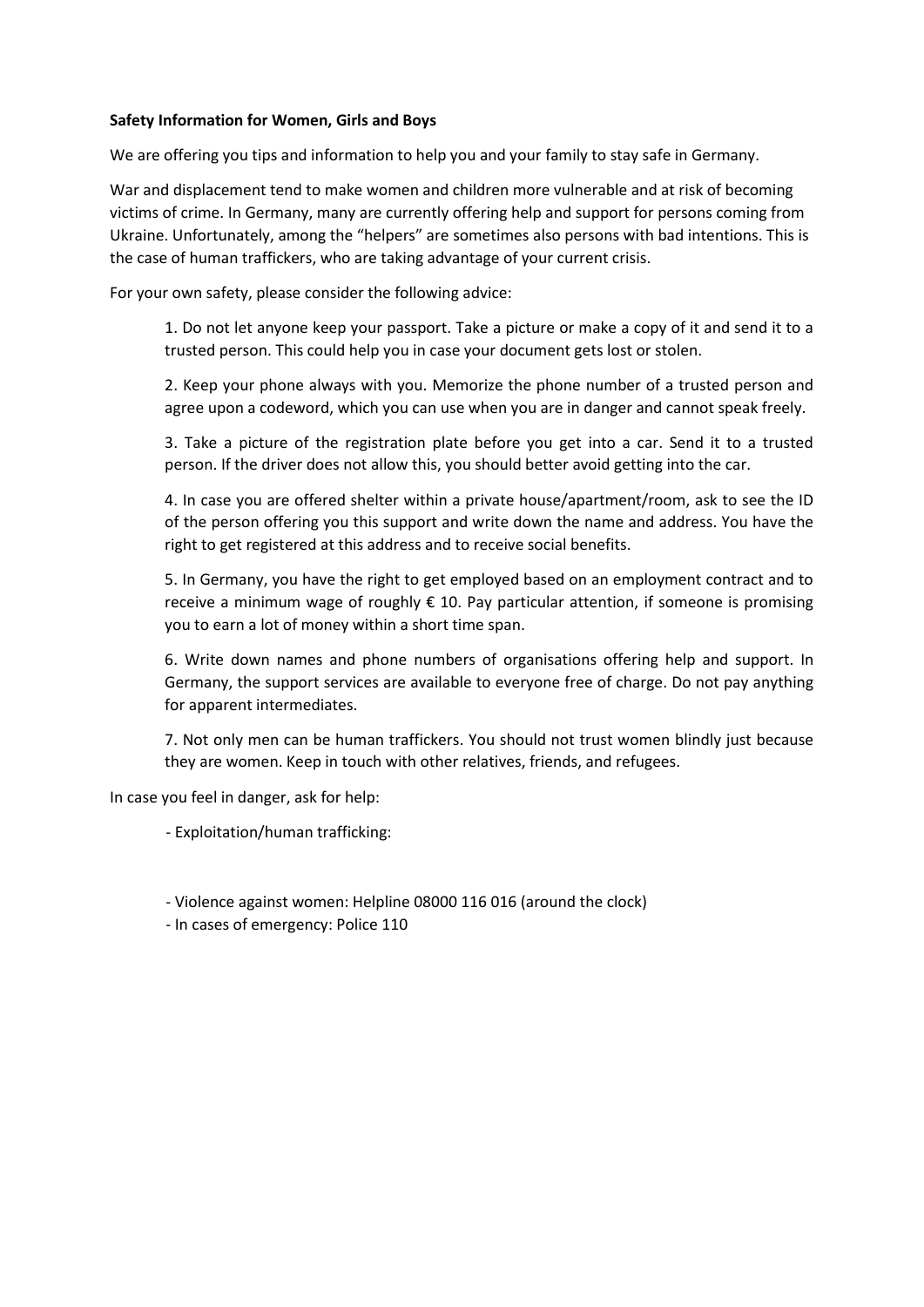**Safety Information for Women, Girls and Boys**

We are offering you tips and information to help you and your family to stay safe in Germany.

War and displacement tend to make women and children more vulnerable and at risk of becoming victims of crime. In Germany, many are currently offering help and support for persons coming from Ukraine. Unfortunately, among the "helpers" are sometimes also persons with bad intentions. This is the case of human traffickers, who are taking advantage of your current crisis.

For your own safety, please consider the following advice:

1. Do not let anyone keep your passport. Take a picture or make a copy of it and send it to a trusted person. This could help you in case your document gets lost or stolen.

2. Keep your phone always with you. Memorize the phone number of a trusted person and agree upon a codeword, which you can use when you are in danger and cannot speak freely.

3. Take a picture of the registration plate before you get into a car. Send it to a trusted person. If the driver does not allow this, you should better avoid getting into the car.

4. In case you are offered shelter within a private house/apartment/room, ask to see the ID of the person offering you this support and write down the name and address. You have the right to get registered at this address and to receive social benefits.

5. In Germany, you have the right to get employed based on an employment contract and to receive a minimum wage of roughly € 10. Pay particular attention, if someone is promising you to earn a lot of money within a short time span.

6. Write down names and phone numbers of organisations offering help and support. In Germany, the support services are available to everyone free of charge. Do not pay anything for apparent intermediates.

7. Not only men can be human traffickers. You should not trust women blindly just because they are women. Keep in touch with other relatives, friends, and refugees.

In case you feel in danger, ask for help:

- Exploitation/human trafficking:

- Violence against women: Helpline 08000 116 016 (around the clock)
- In cases of emergency: Police 110